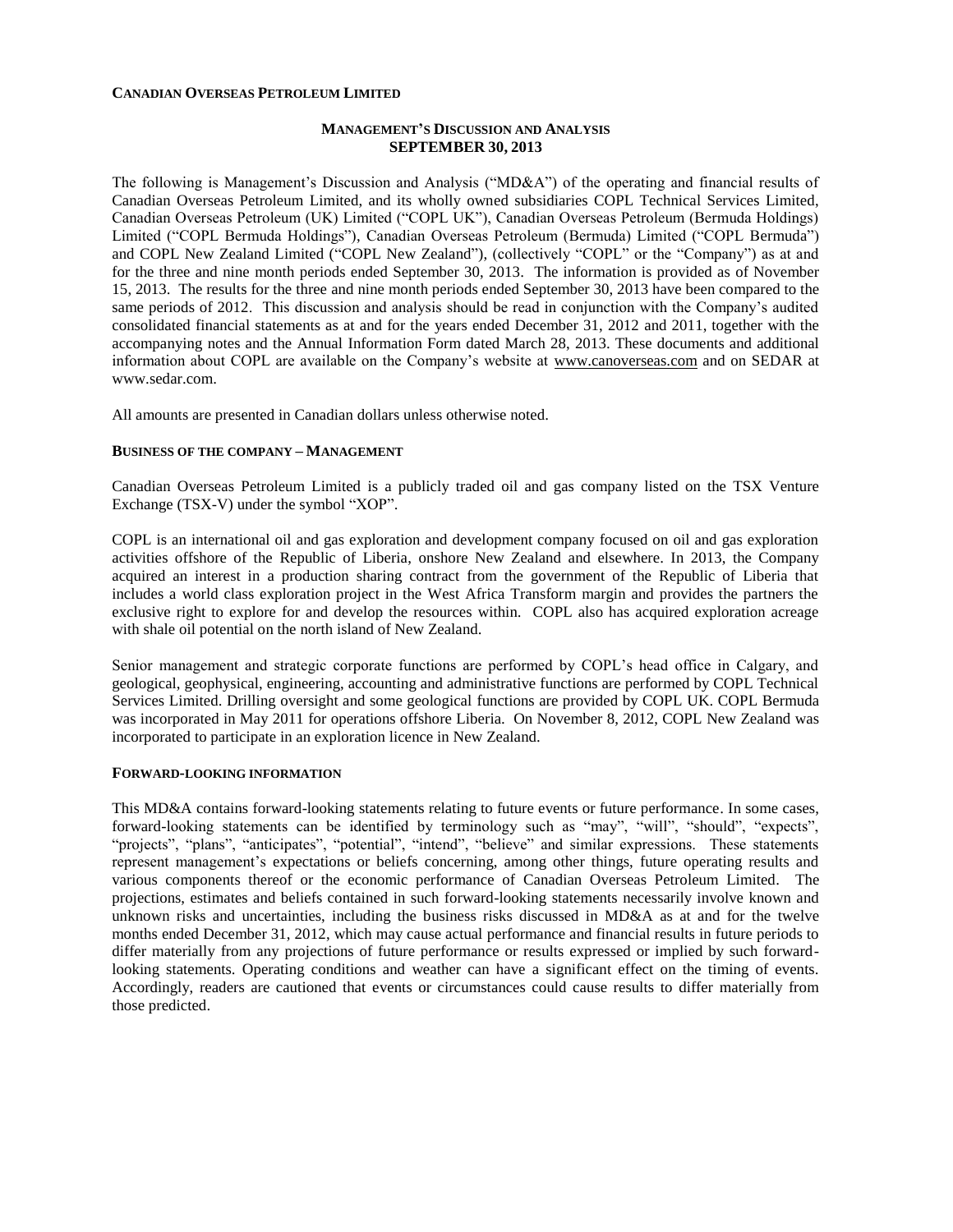**CANADIAN OVERSEAS PETROLEUM LIMITED**

# MANAGEMENT'S DISCUSSION AND ANALYSIS
## SEPTEMBER 30, 2013

The following is Management's Discussion and Analysis ("MD&A") of the operating and financial results of Canadian Overseas Petroleum Limited, and its wholly owned subsidiaries COPL Technical Services Limited, Canadian Overseas Petroleum (UK) Limited ("COPL UK"), Canadian Overseas Petroleum (Bermuda Holdings) Limited ("COPL Bermuda Holdings"), Canadian Overseas Petroleum (Bermuda) Limited ("COPL Bermuda") and COPL New Zealand Limited ("COPL New Zealand"), (collectively "COPL" or the "Company") as at and for the three and nine month periods ended September 30, 2013. The information is provided as of November 15, 2013. The results for the three and nine month periods ended September 30, 2013 have been compared to the same periods of 2012. This discussion and analysis should be read in conjunction with the Company's audited consolidated financial statements as at and for the years ended December 31, 2012 and 2011, together with the accompanying notes and the Annual Information Form dated March 28, 2013. These documents and additional information about COPL are available on the Company's website at www.canoverseas.com and on SEDAR at www.sedar.com.

All amounts are presented in Canadian dollars unless otherwise noted.

### BUSINESS OF THE COMPANY – MANAGEMENT

Canadian Overseas Petroleum Limited is a publicly traded oil and gas company listed on the TSX Venture Exchange (TSX-V) under the symbol "XOP".

COPL is an international oil and gas exploration and development company focused on oil and gas exploration activities offshore of the Republic of Liberia, onshore New Zealand and elsewhere. In 2013, the Company acquired an interest in a production sharing contract from the government of the Republic of Liberia that includes a world class exploration project in the West Africa Transform margin and provides the partners the exclusive right to explore for and develop the resources within. COPL also has acquired exploration acreage with shale oil potential on the north island of New Zealand.

Senior management and strategic corporate functions are performed by COPL's head office in Calgary, and geological, geophysical, engineering, accounting and administrative functions are performed by COPL Technical Services Limited. Drilling oversight and some geological functions are provided by COPL UK. COPL Bermuda was incorporated in May 2011 for operations offshore Liberia. On November 8, 2012, COPL New Zealand was incorporated to participate in an exploration licence in New Zealand.

### FORWARD-LOOKING INFORMATION

This MD&A contains forward-looking statements relating to future events or future performance. In some cases, forward-looking statements can be identified by terminology such as "may", "will", "should", "expects", "projects", "plans", "anticipates", "potential", "intend", "believe" and similar expressions. These statements represent management's expectations or beliefs concerning, among other things, future operating results and various components thereof or the economic performance of Canadian Overseas Petroleum Limited. The projections, estimates and beliefs contained in such forward-looking statements necessarily involve known and unknown risks and uncertainties, including the business risks discussed in MD&A as at and for the twelve months ended December 31, 2012, which may cause actual performance and financial results in future periods to differ materially from any projections of future performance or results expressed or implied by such forward-looking statements. Operating conditions and weather can have a significant effect on the timing of events. Accordingly, readers are cautioned that events or circumstances could cause results to differ materially from those predicted.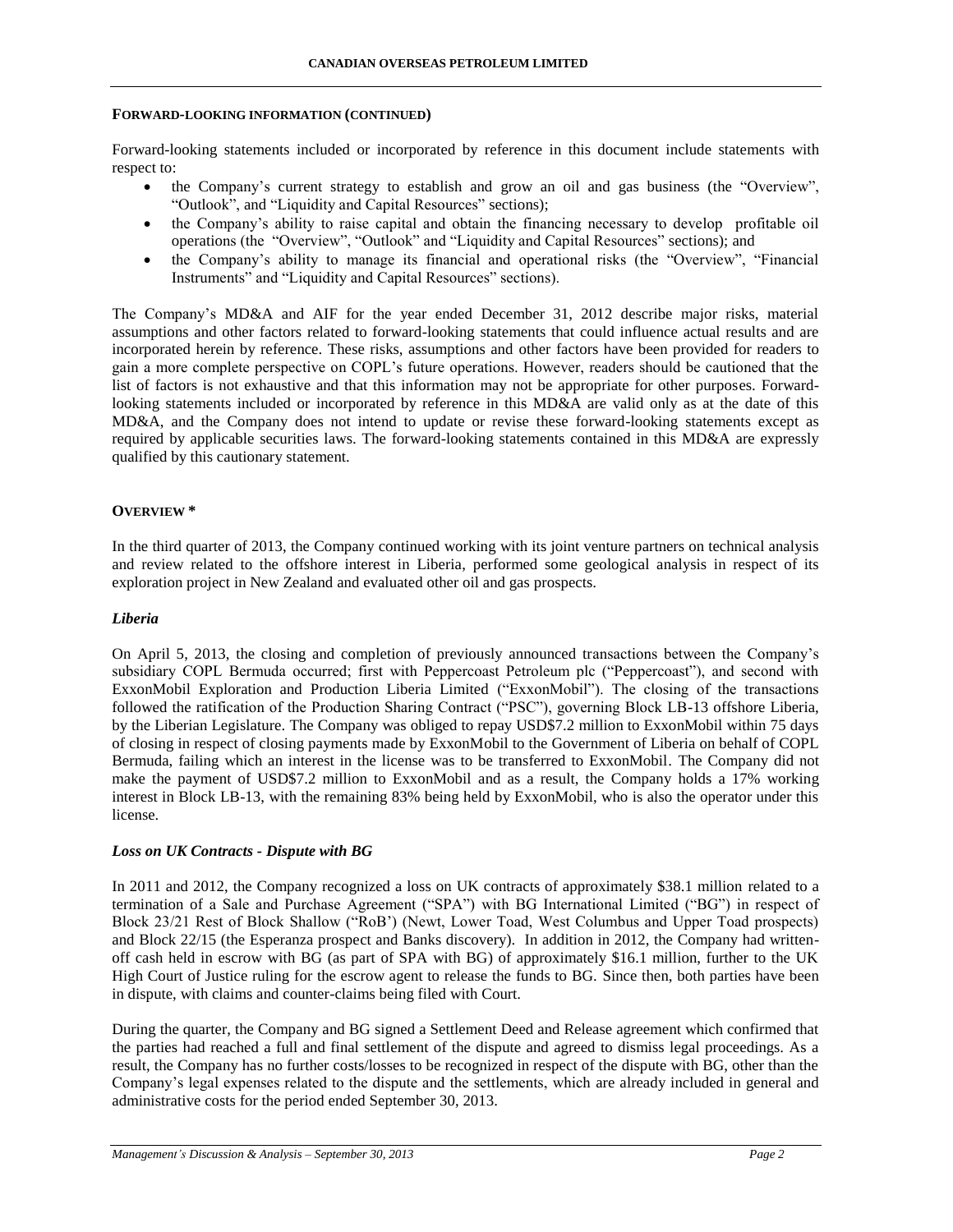## FORWARD-LOOKING INFORMATION (CONTINUED)

Forward-looking statements included or incorporated by reference in this document include statements with respect to:

- the Company's current strategy to establish and grow an oil and gas business (the "Overview", "Outlook", and "Liquidity and Capital Resources" sections);
- the Company's ability to raise capital and obtain the financing necessary to develop profitable oil operations (the "Overview", "Outlook" and "Liquidity and Capital Resources" sections); and
- the Company's ability to manage its financial and operational risks (the "Overview", "Financial Instruments" and "Liquidity and Capital Resources" sections).

The Company's MD&A and AIF for the year ended December 31, 2012 describe major risks, material assumptions and other factors related to forward-looking statements that could influence actual results and are incorporated herein by reference. These risks, assumptions and other factors have been provided for readers to gain a more complete perspective on COPL's future operations. However, readers should be cautioned that the list of factors is not exhaustive and that this information may not be appropriate for other purposes. Forward-looking statements included or incorporated by reference in this MD&A are valid only as at the date of this MD&A, and the Company does not intend to update or revise these forward-looking statements except as required by applicable securities laws. The forward-looking statements contained in this MD&A are expressly qualified by this cautionary statement.

## OVERVIEW *

In the third quarter of 2013, the Company continued working with its joint venture partners on technical analysis and review related to the offshore interest in Liberia, performed some geological analysis in respect of its exploration project in New Zealand and evaluated other oil and gas prospects.

### *Liberia*

On April 5, 2013, the closing and completion of previously announced transactions between the Company's subsidiary COPL Bermuda occurred; first with Peppercoast Petroleum plc ("Peppercoast"), and second with ExxonMobil Exploration and Production Liberia Limited ("ExxonMobil"). The closing of the transactions followed the ratification of the Production Sharing Contract ("PSC"), governing Block LB-13 offshore Liberia, by the Liberian Legislature. The Company was obliged to repay USD$7.2 million to ExxonMobil within 75 days of closing in respect of closing payments made by ExxonMobil to the Government of Liberia on behalf of COPL Bermuda, failing which an interest in the license was to be transferred to ExxonMobil. The Company did not make the payment of USD$7.2 million to ExxonMobil and as a result, the Company holds a 17% working interest in Block LB-13, with the remaining 83% being held by ExxonMobil, who is also the operator under this license.

### *Loss on UK Contracts - Dispute with BG*

In 2011 and 2012, the Company recognized a loss on UK contracts of approximately $38.1 million related to a termination of a Sale and Purchase Agreement ("SPA") with BG International Limited ("BG") in respect of Block 23/21 Rest of Block Shallow ("RoB') (Newt, Lower Toad, West Columbus and Upper Toad prospects) and Block 22/15 (the Esperanza prospect and Banks discovery). In addition in 2012, the Company had written-off cash held in escrow with BG (as part of SPA with BG) of approximately $16.1 million, further to the UK High Court of Justice ruling for the escrow agent to release the funds to BG. Since then, both parties have been in dispute, with claims and counter-claims being filed with Court.

During the quarter, the Company and BG signed a Settlement Deed and Release agreement which confirmed that the parties had reached a full and final settlement of the dispute and agreed to dismiss legal proceedings. As a result, the Company has no further costs/losses to be recognized in respect of the dispute with BG, other than the Company's legal expenses related to the dispute and the settlements, which are already included in general and administrative costs for the period ended September 30, 2013.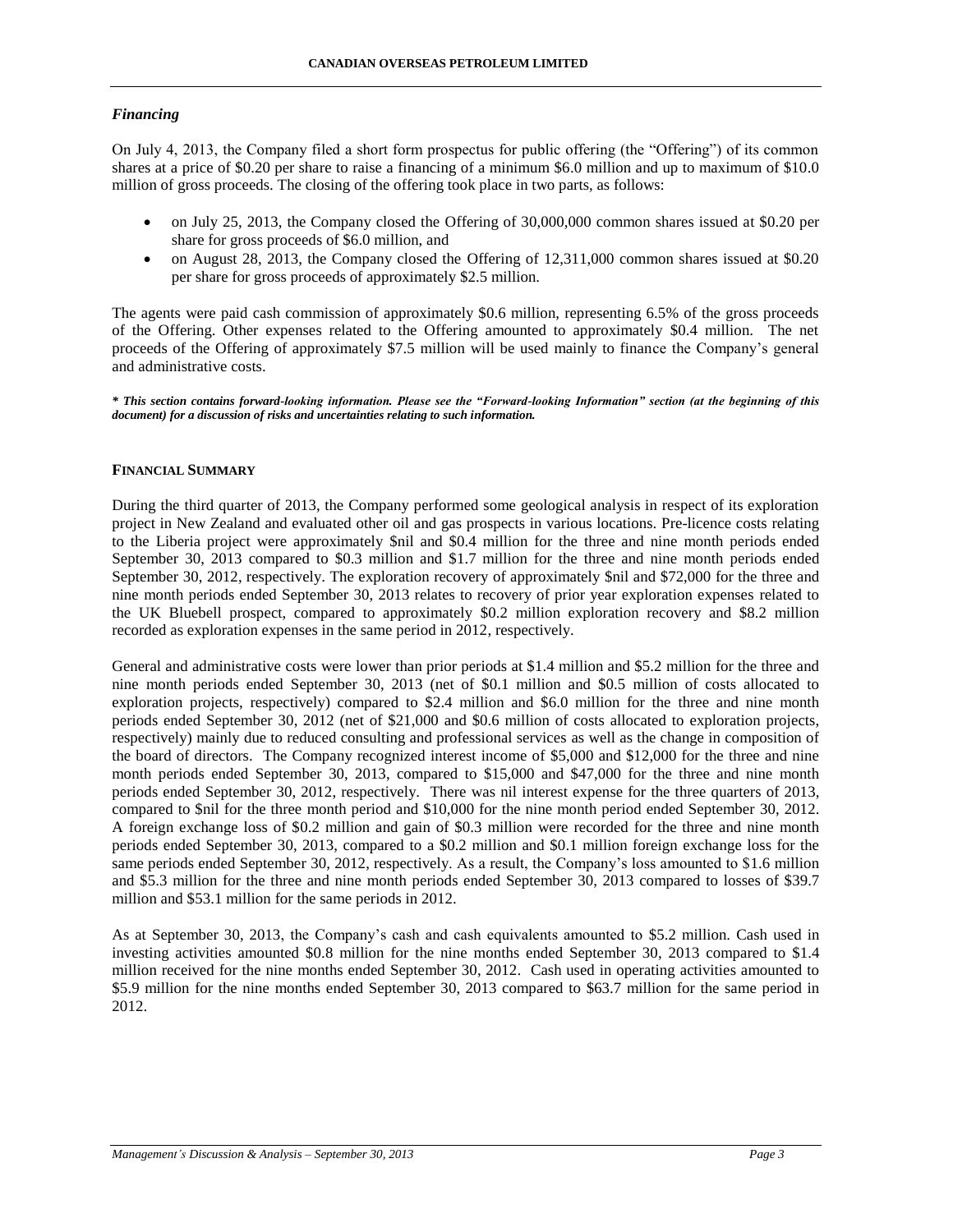### *Financing*

On July 4, 2013, the Company filed a short form prospectus for public offering (the "Offering") of its common shares at a price of $0.20 per share to raise a financing of a minimum $6.0 million and up to maximum of $10.0 million of gross proceeds. The closing of the offering took place in two parts, as follows:

- on July 25, 2013, the Company closed the Offering of 30,000,000 common shares issued at $0.20 per share for gross proceeds of $6.0 million, and
- on August 28, 2013, the Company closed the Offering of 12,311,000 common shares issued at $0.20 per share for gross proceeds of approximately $2.5 million.

The agents were paid cash commission of approximately $0.6 million, representing 6.5% of the gross proceeds of the Offering. Other expenses related to the Offering amounted to approximately $0.4 million. The net proceeds of the Offering of approximately $7.5 million will be used mainly to finance the Company's general and administrative costs.

***\* This section contains forward-looking information. Please see the "Forward-looking Information" section (at the beginning of this document) for a discussion of risks and uncertainties relating to such information.***

## FINANCIAL SUMMARY

During the third quarter of 2013, the Company performed some geological analysis in respect of its exploration project in New Zealand and evaluated other oil and gas prospects in various locations. Pre-licence costs relating to the Liberia project were approximately $nil and $0.4 million for the three and nine month periods ended September 30, 2013 compared to $0.3 million and $1.7 million for the three and nine month periods ended September 30, 2012, respectively. The exploration recovery of approximately $nil and $72,000 for the three and nine month periods ended September 30, 2013 relates to recovery of prior year exploration expenses related to the UK Bluebell prospect, compared to approximately $0.2 million exploration recovery and $8.2 million recorded as exploration expenses in the same period in 2012, respectively.

General and administrative costs were lower than prior periods at $1.4 million and $5.2 million for the three and nine month periods ended September 30, 2013 (net of $0.1 million and $0.5 million of costs allocated to exploration projects, respectively) compared to $2.4 million and $6.0 million for the three and nine month periods ended September 30, 2012 (net of $21,000 and $0.6 million of costs allocated to exploration projects, respectively) mainly due to reduced consulting and professional services as well as the change in composition of the board of directors. The Company recognized interest income of $5,000 and $12,000 for the three and nine month periods ended September 30, 2013, compared to $15,000 and $47,000 for the three and nine month periods ended September 30, 2012, respectively. There was nil interest expense for the three quarters of 2013, compared to $nil for the three month period and $10,000 for the nine month period ended September 30, 2012. A foreign exchange loss of $0.2 million and gain of $0.3 million were recorded for the three and nine month periods ended September 30, 2013, compared to a $0.2 million and $0.1 million foreign exchange loss for the same periods ended September 30, 2012, respectively. As a result, the Company's loss amounted to $1.6 million and $5.3 million for the three and nine month periods ended September 30, 2013 compared to losses of $39.7 million and $53.1 million for the same periods in 2012.

As at September 30, 2013, the Company's cash and cash equivalents amounted to $5.2 million. Cash used in investing activities amounted $0.8 million for the nine months ended September 30, 2013 compared to $1.4 million received for the nine months ended September 30, 2012. Cash used in operating activities amounted to $5.9 million for the nine months ended September 30, 2013 compared to $63.7 million for the same period in 2012.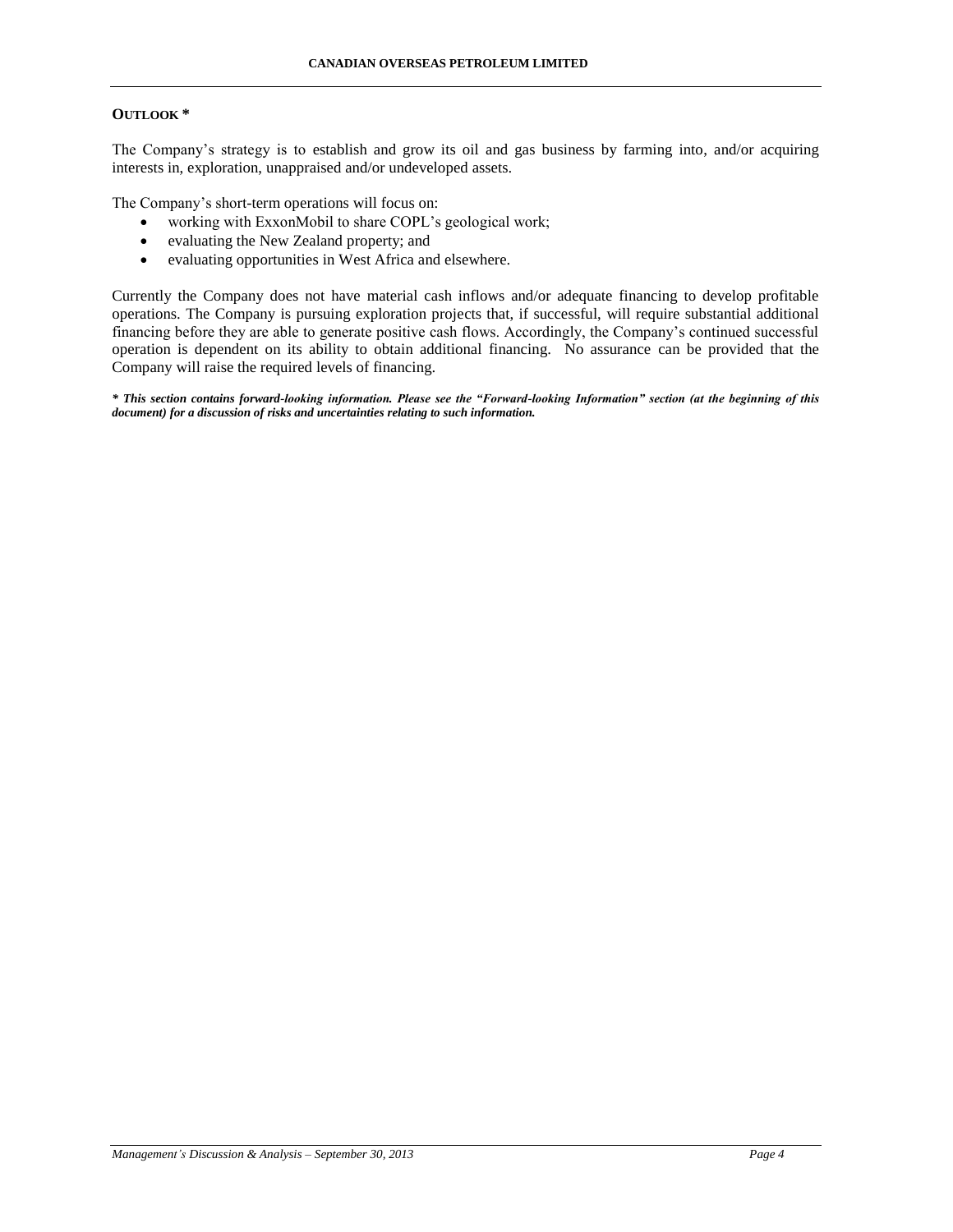## OUTLOOK *

The Company's strategy is to establish and grow its oil and gas business by farming into, and/or acquiring interests in, exploration, unappraised and/or undeveloped assets.

The Company's short-term operations will focus on:

- working with ExxonMobil to share COPL's geological work;
- evaluating the New Zealand property; and
- evaluating opportunities in West Africa and elsewhere.

Currently the Company does not have material cash inflows and/or adequate financing to develop profitable operations. The Company is pursuing exploration projects that, if successful, will require substantial additional financing before they are able to generate positive cash flows. Accordingly, the Company's continued successful operation is dependent on its ability to obtain additional financing. No assurance can be provided that the Company will raise the required levels of financing.

***\* This section contains forward-looking information. Please see the "Forward-looking Information" section (at the beginning of this document) for a discussion of risks and uncertainties relating to such information.***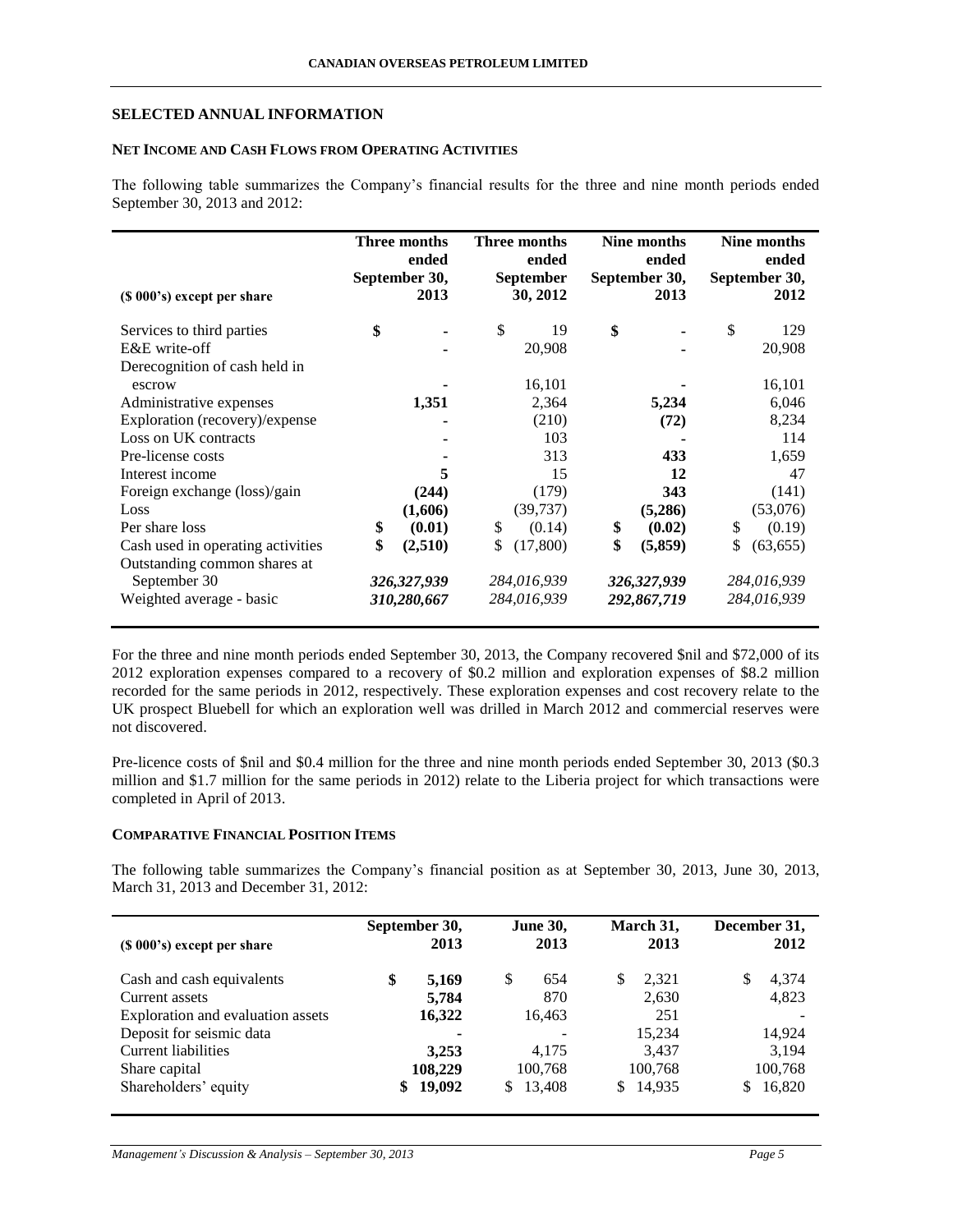## SELECTED ANNUAL INFORMATION

### NET INCOME AND CASH FLOWS FROM OPERATING ACTIVITIES

The following table summarizes the Company's financial results for the three and nine month periods ended September 30, 2013 and 2012:

| ($ 000's) except per share | Three months ended September 30, 2013 | Three months ended September 30, 2012 | Nine months ended September 30, 2013 | Nine months ended September 30, 2012 |
|---|---|---|---|---|
| Services to third parties | **$ -** | $ 19 | **$ -** | $ 129 |
| E&E write-off | **-** | 20,908 | **-** | 20,908 |
| Derecognition of cash held in escrow | **-** | 16,101 | **-** | 16,101 |
| Administrative expenses | **1,351** | 2,364 | **5,234** | 6,046 |
| Exploration (recovery)/expense | **-** | (210) | **(72)** | 8,234 |
| Loss on UK contracts | **-** | 103 | **-** | 114 |
| Pre-license costs | **-** | 313 | **433** | 1,659 |
| Interest income | **5** | 15 | **12** | 47 |
| Foreign exchange (loss)/gain | **(244)** | (179) | **343** | (141) |
| Loss | **(1,606)** | (39,737) | **(5,286)** | (53,076) |
| Per share loss | **$ (0.01)** | $ (0.14) | **$ (0.02)** | $ (0.19) |
| Cash used in operating activities | **$ (2,510)** | $ (17,800) | **$ (5,859)** | $ (63,655) |
| Outstanding common shares at September 30 | ***326,327,939*** | *284,016,939* | ***326,327,939*** | *284,016,939* |
| Weighted average - basic | ***310,280,667*** | *284,016,939* | ***292,867,719*** | *284,016,939* |

For the three and nine month periods ended September 30, 2013, the Company recovered $nil and $72,000 of its 2012 exploration expenses compared to a recovery of $0.2 million and exploration expenses of $8.2 million recorded for the same periods in 2012, respectively. These exploration expenses and cost recovery relate to the UK prospect Bluebell for which an exploration well was drilled in March 2012 and commercial reserves were not discovered.

Pre-licence costs of $nil and $0.4 million for the three and nine month periods ended September 30, 2013 ($0.3 million and $1.7 million for the same periods in 2012) relate to the Liberia project for which transactions were completed in April of 2013.

### COMPARATIVE FINANCIAL POSITION ITEMS

The following table summarizes the Company's financial position as at September 30, 2013, June 30, 2013, March 31, 2013 and December 31, 2012:

| ($ 000's) except per share | September 30, 2013 | June 30, 2013 | March 31, 2013 | December 31, 2012 |
|---|---|---|---|---|
| Cash and cash equivalents | **$ 5,169** | $ 654 | $ 2,321 | $ 4,374 |
| Current assets | **5,784** | 870 | 2,630 | 4,823 |
| Exploration and evaluation assets | **16,322** | 16,463 | 251 | - |
| Deposit for seismic data | **-** | - | 15,234 | 14,924 |
| Current liabilities | **3,253** | 4,175 | 3,437 | 3,194 |
| Share capital | **108,229** | 100,768 | 100,768 | 100,768 |
| Shareholders' equity | **$ 19,092** | $ 13,408 | $ 14,935 | $ 16,820 |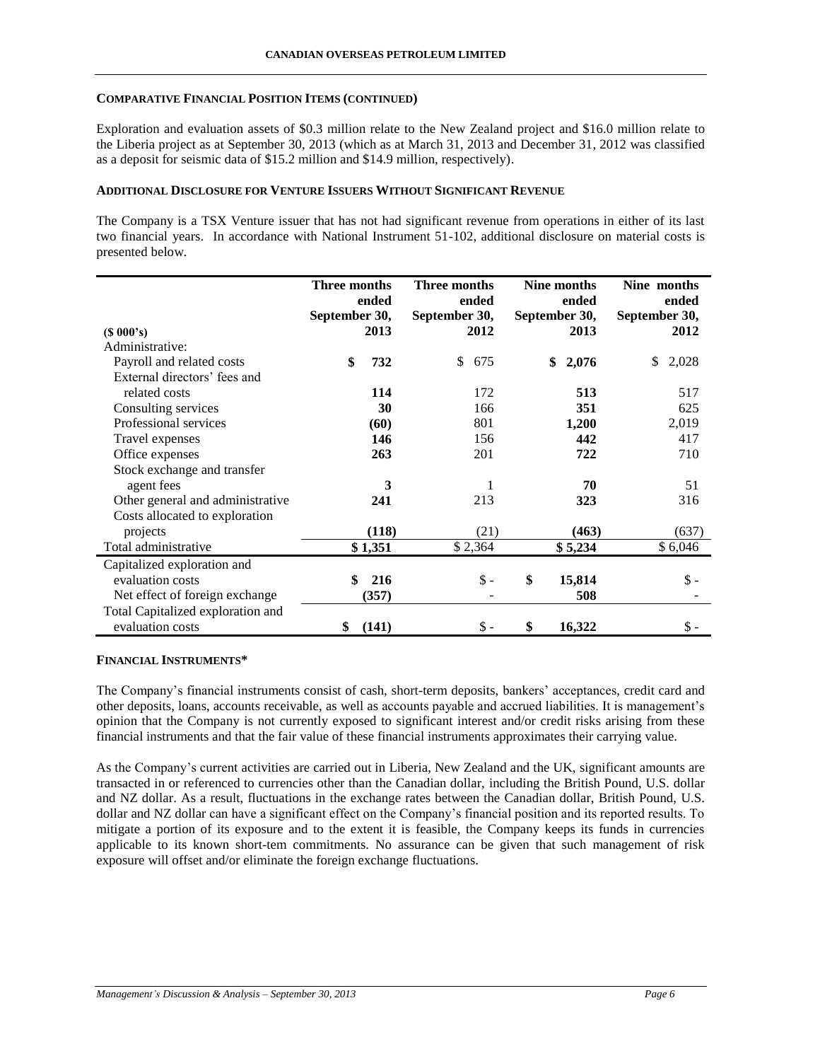#### COMPARATIVE FINANCIAL POSITION ITEMS (CONTINUED)

Exploration and evaluation assets of \$0.3 million relate to the New Zealand project and \$16.0 million relate to the Liberia project as at September 30, 2013 (which as at March 31, 2013 and December 31, 2012 was classified as a deposit for seismic data of \$15.2 million and \$14.9 million, respectively).

#### ADDITIONAL DISCLOSURE FOR VENTURE ISSUERS WITHOUT SIGNIFICANT REVENUE

The Company is a TSX Venture issuer that has not had significant revenue from operations in either of its last two financial years. In accordance with National Instrument 51-102, additional disclosure on material costs is presented below.

| ($ 000's) | Three months ended September 30, 2013 | Three months ended September 30, 2012 | Nine months ended September 30, 2013 | Nine months ended September 30, 2012 |
|---|---|---|---|---|
| Administrative: | | | | |
| Payroll and related costs | **$ 732** | $ 675 | **$ 2,076** | $ 2,028 |
| External directors' fees and related costs | **114** | 172 | **513** | 517 |
| Consulting services | **30** | 166 | **351** | 625 |
| Professional services | **(60)** | 801 | **1,200** | 2,019 |
| Travel expenses | **146** | 156 | **442** | 417 |
| Office expenses | **263** | 201 | **722** | 710 |
| Stock exchange and transfer agent fees | **3** | 1 | **70** | 51 |
| Other general and administrative | **241** | 213 | **323** | 316 |
| Costs allocated to exploration projects | **(118)** | (21) | **(463)** | (637) |
| Total administrative | **$ 1,351** | $ 2,364 | **$ 5,234** | $ 6,046 |
| Capitalized exploration and evaluation costs | **$ 216** | $ - | **$ 15,814** | $ - |
| Net effect of foreign exchange | **(357)** | - | **508** | - |
| Total Capitalized exploration and evaluation costs | **$ (141)** | $ - | **$ 16,322** | $ - |

#### FINANCIAL INSTRUMENTS*

The Company's financial instruments consist of cash, short-term deposits, bankers' acceptances, credit card and other deposits, loans, accounts receivable, as well as accounts payable and accrued liabilities. It is management's opinion that the Company is not currently exposed to significant interest and/or credit risks arising from these financial instruments and that the fair value of these financial instruments approximates their carrying value.

As the Company's current activities are carried out in Liberia, New Zealand and the UK, significant amounts are transacted in or referenced to currencies other than the Canadian dollar, including the British Pound, U.S. dollar and NZ dollar. As a result, fluctuations in the exchange rates between the Canadian dollar, British Pound, U.S. dollar and NZ dollar can have a significant effect on the Company's financial position and its reported results. To mitigate a portion of its exposure and to the extent it is feasible, the Company keeps its funds in currencies applicable to its known short-tem commitments. No assurance can be given that such management of risk exposure will offset and/or eliminate the foreign exchange fluctuations.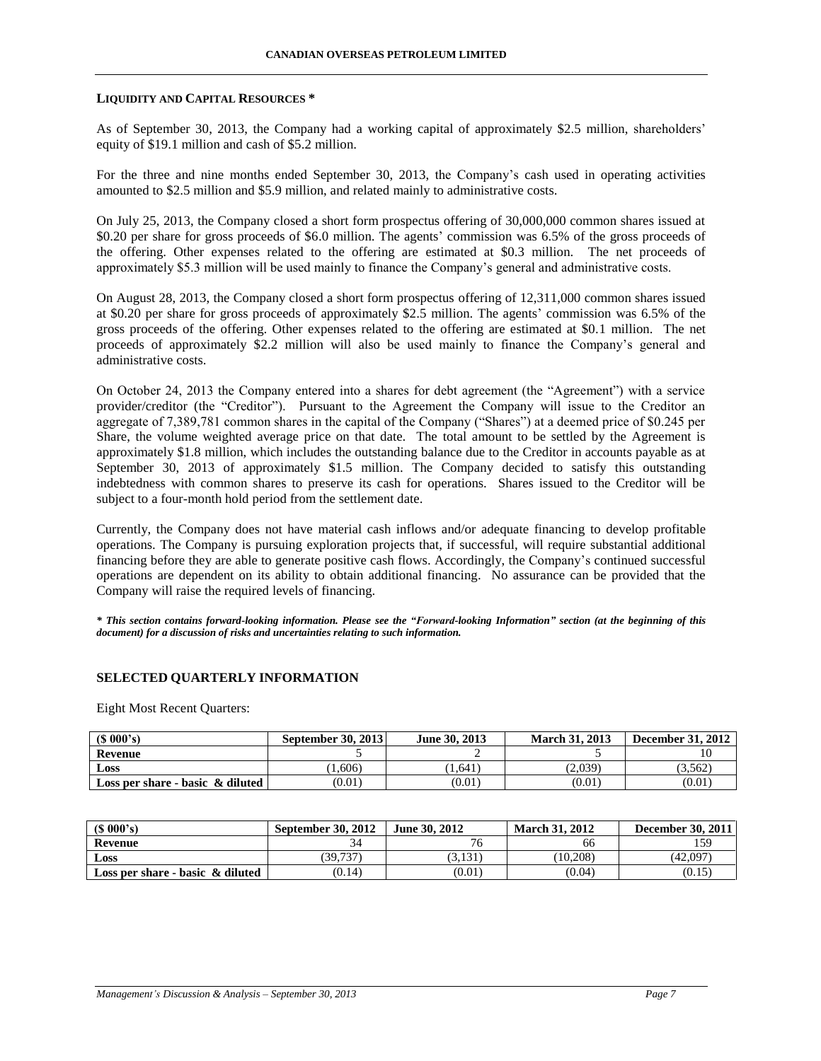## LIQUIDITY AND CAPITAL RESOURCES *

As of September 30, 2013, the Company had a working capital of approximately $2.5 million, shareholders' equity of $19.1 million and cash of $5.2 million.

For the three and nine months ended September 30, 2013, the Company's cash used in operating activities amounted to $2.5 million and $5.9 million, and related mainly to administrative costs.

On July 25, 2013, the Company closed a short form prospectus offering of 30,000,000 common shares issued at $0.20 per share for gross proceeds of $6.0 million. The agents' commission was 6.5% of the gross proceeds of the offering. Other expenses related to the offering are estimated at $0.3 million. The net proceeds of approximately $5.3 million will be used mainly to finance the Company's general and administrative costs.

On August 28, 2013, the Company closed a short form prospectus offering of 12,311,000 common shares issued at $0.20 per share for gross proceeds of approximately $2.5 million. The agents' commission was 6.5% of the gross proceeds of the offering. Other expenses related to the offering are estimated at $0.1 million. The net proceeds of approximately $2.2 million will also be used mainly to finance the Company's general and administrative costs.

On October 24, 2013 the Company entered into a shares for debt agreement (the "Agreement") with a service provider/creditor (the "Creditor"). Pursuant to the Agreement the Company will issue to the Creditor an aggregate of 7,389,781 common shares in the capital of the Company ("Shares") at a deemed price of $0.245 per Share, the volume weighted average price on that date. The total amount to be settled by the Agreement is approximately $1.8 million, which includes the outstanding balance due to the Creditor in accounts payable as at September 30, 2013 of approximately $1.5 million. The Company decided to satisfy this outstanding indebtedness with common shares to preserve its cash for operations. Shares issued to the Creditor will be subject to a four-month hold period from the settlement date.

Currently, the Company does not have material cash inflows and/or adequate financing to develop profitable operations. The Company is pursuing exploration projects that, if successful, will require substantial additional financing before they are able to generate positive cash flows. Accordingly, the Company's continued successful operations are dependent on its ability to obtain additional financing. No assurance can be provided that the Company will raise the required levels of financing.

***\* This section contains forward-looking information. Please see the "Forward-looking Information" section (at the beginning of this document) for a discussion of risks and uncertainties relating to such information.***

## SELECTED QUARTERLY INFORMATION

Eight Most Recent Quarters:

| ($ 000's) | September 30, 2013 | June 30, 2013 | March 31, 2013 | December 31, 2012 |
|---|---|---|---|---|
| **Revenue** | 5 | 2 | 5 | 10 |
| **Loss** | (1,606) | (1,641) | (2,039) | (3,562) |
| **Loss per share - basic & diluted** | (0.01) | (0.01) | (0.01) | (0.01) |

| ($ 000's) | September 30, 2012 | June 30, 2012 | March 31, 2012 | December 30, 2011 |
|---|---|---|---|---|
| **Revenue** | 34 | 76 | 66 | 159 |
| **Loss** | (39,737) | (3,131) | (10,208) | (42,097) |
| **Loss per share - basic & diluted** | (0.14) | (0.01) | (0.04) | (0.15) |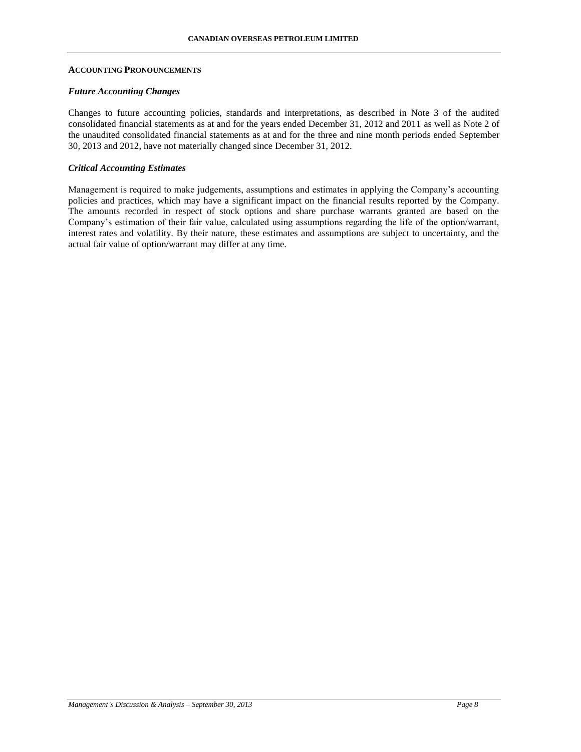## ACCOUNTING PRONOUNCEMENTS

### *Future Accounting Changes*

Changes to future accounting policies, standards and interpretations, as described in Note 3 of the audited consolidated financial statements as at and for the years ended December 31, 2012 and 2011 as well as Note 2 of the unaudited consolidated financial statements as at and for the three and nine month periods ended September 30, 2013 and 2012, have not materially changed since December 31, 2012.

### *Critical Accounting Estimates*

Management is required to make judgements, assumptions and estimates in applying the Company's accounting policies and practices, which may have a significant impact on the financial results reported by the Company. The amounts recorded in respect of stock options and share purchase warrants granted are based on the Company's estimation of their fair value, calculated using assumptions regarding the life of the option/warrant, interest rates and volatility. By their nature, these estimates and assumptions are subject to uncertainty, and the actual fair value of option/warrant may differ at any time.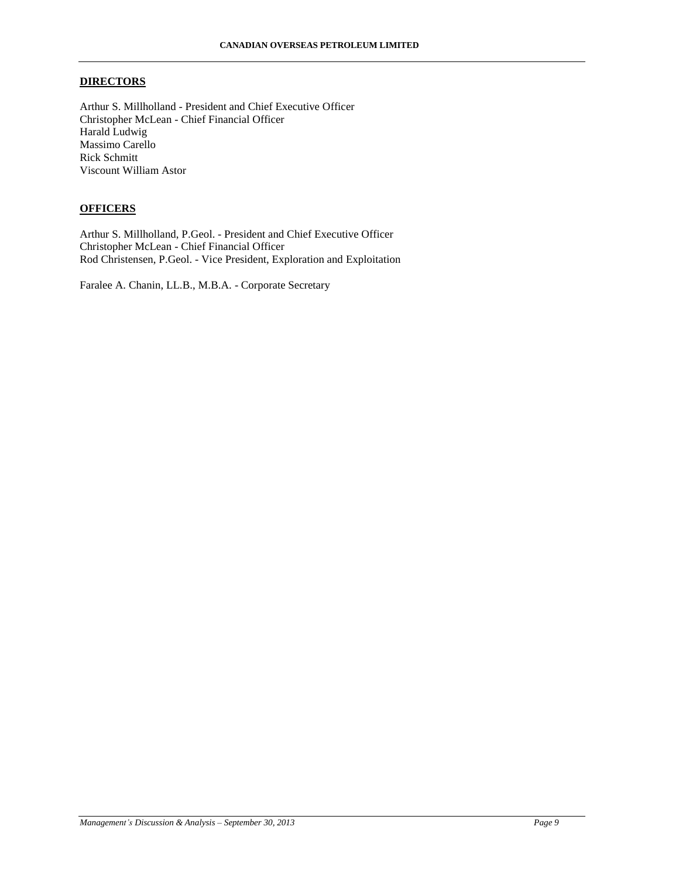## DIRECTORS

Arthur S. Millholland - President and Chief Executive Officer
Christopher McLean - Chief Financial Officer
Harald Ludwig
Massimo Carello
Rick Schmitt
Viscount William Astor

## OFFICERS

Arthur S. Millholland, P.Geol. - President and Chief Executive Officer
Christopher McLean - Chief Financial Officer
Rod Christensen, P.Geol. - Vice President, Exploration and Exploitation

Faralee A. Chanin, LL.B., M.B.A. - Corporate Secretary